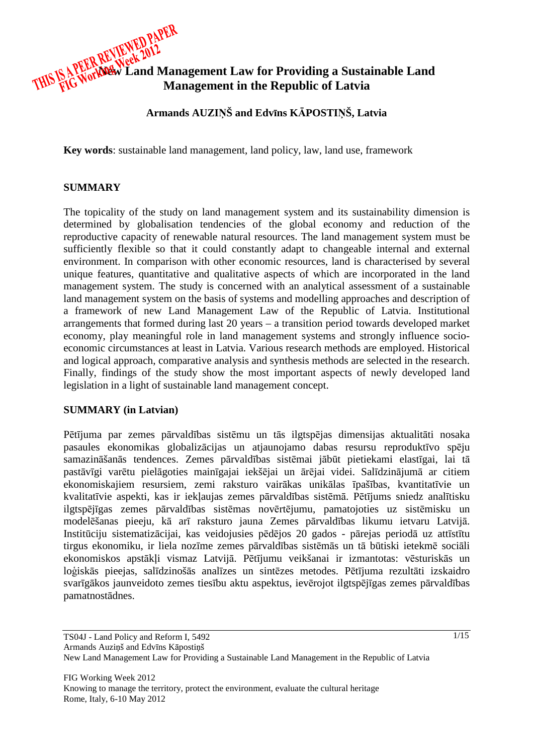THIS IS A PEER REVIEWED PAPER
FIG Working Week 2012

# New Land Management Law for Providing a Sustainable Land Management in the Republic of Latvia

**Armands AUZIŅŠ and Edvīns KĀPOSTIŅŠ, Latvia**

**Key words**: sustainable land management, land policy, law, land use, framework

## SUMMARY

The topicality of the study on land management system and its sustainability dimension is determined by globalisation tendencies of the global economy and reduction of the reproductive capacity of renewable natural resources. The land management system must be sufficiently flexible so that it could constantly adapt to changeable internal and external environment. In comparison with other economic resources, land is characterised by several unique features, quantitative and qualitative aspects of which are incorporated in the land management system. The study is concerned with an analytical assessment of a sustainable land management system on the basis of systems and modelling approaches and description of a framework of new Land Management Law of the Republic of Latvia. Institutional arrangements that formed during last 20 years – a transition period towards developed market economy, play meaningful role in land management systems and strongly influence socio-economic circumstances at least in Latvia. Various research methods are employed. Historical and logical approach, comparative analysis and synthesis methods are selected in the research. Finally, findings of the study show the most important aspects of newly developed land legislation in a light of sustainable land management concept.

## SUMMARY (in Latvian)

Pētījuma par zemes pārvaldības sistēmu un tās ilgtspējas dimensijas aktualitāti nosaka pasaules ekonomikas globalizācijas un atjaunojamo dabas resursu reproduktīvo spēju samazināšanās tendences. Zemes pārvaldības sistēmai jābūt pietiekami elastīgai, lai tā pastāvīgi varētu pielāgoties mainīgajai iekšējai un ārējai videi. Salīdzinājumā ar citiem ekonomiskajiem resursiem, zemi raksturo vairākas unikālas īpašības, kvantitatīvie un kvalitatīvie aspekti, kas ir iekļaujas zemes pārvaldības sistēmā. Pētījums sniedz analītisku ilgtspējīgas zemes pārvaldības sistēmas novērtējumu, pamatojoties uz sistēmisku un modelēšanas pieeju, kā arī raksturo jauna Zemes pārvaldības likumu ietvaru Latvijā. Institūciju sistematizācijai, kas veidojusies pēdējos 20 gados - pārejas periodā uz attīstītu tirgus ekonomiku, ir liela nozīme zemes pārvaldības sistēmās un tā būtiski ietekmē sociāli ekonomiskos apstākļi vismaz Latvijā. Pētījumu veikšanai ir izmantotas: vēsturiskās un loģiskās pieejas, salīdzinošās analīzes un sintēzes metodes. Pētījuma rezultāti izskaidro svarīgākos jaunveidoto zemes tiesību aktu aspektus, ievērojot ilgtspējīgas zemes pārvaldības pamatnostādnes.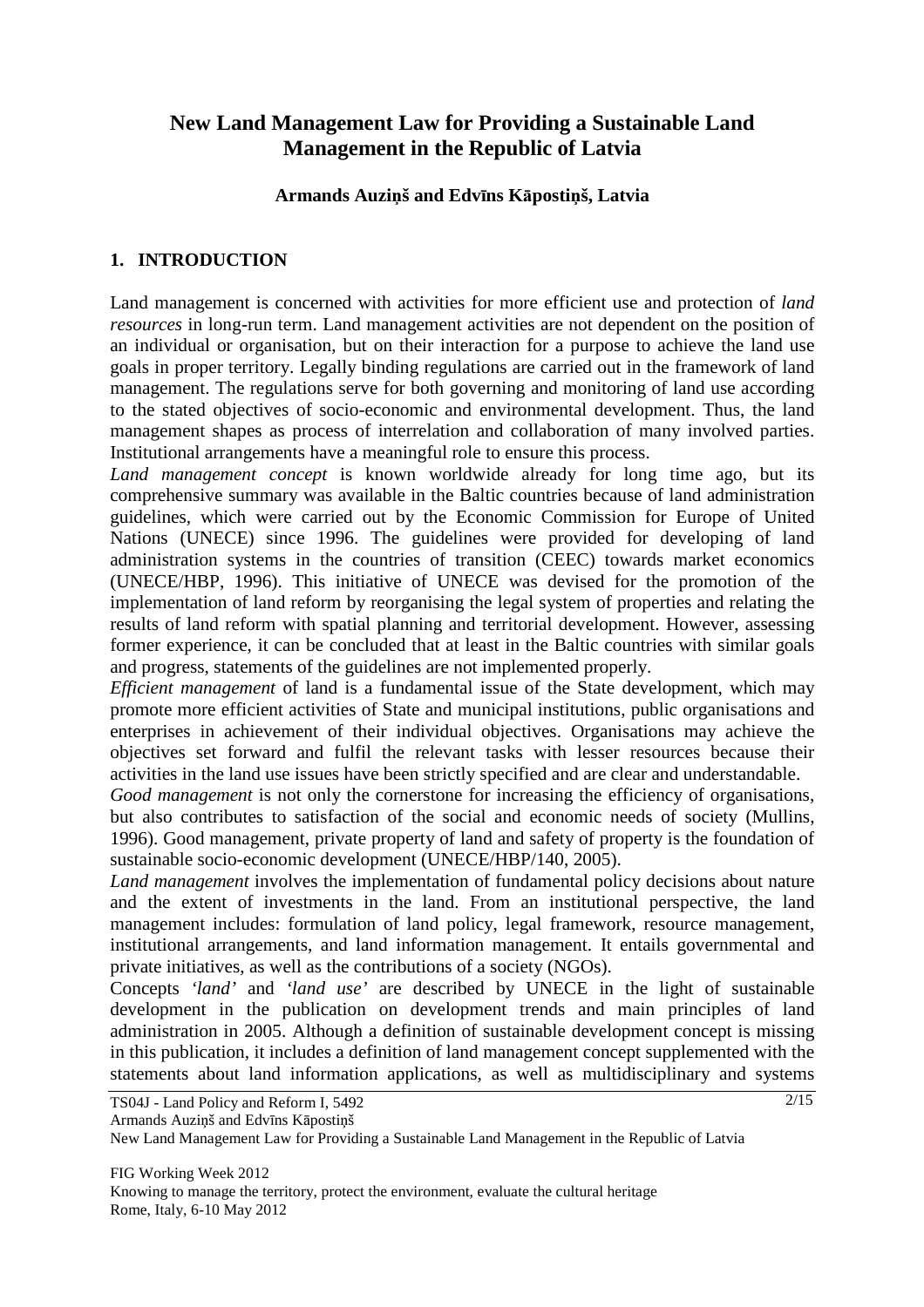# New Land Management Law for Providing a Sustainable Land Management in the Republic of Latvia

**Armands Auziņš and Edvīns Kāpostiņš, Latvia**

## 1. INTRODUCTION

Land management is concerned with activities for more efficient use and protection of *land resources* in long-run term. Land management activities are not dependent on the position of an individual or organisation, but on their interaction for a purpose to achieve the land use goals in proper territory. Legally binding regulations are carried out in the framework of land management. The regulations serve for both governing and monitoring of land use according to the stated objectives of socio-economic and environmental development. Thus, the land management shapes as process of interrelation and collaboration of many involved parties. Institutional arrangements have a meaningful role to ensure this process.

*Land management concept* is known worldwide already for long time ago, but its comprehensive summary was available in the Baltic countries because of land administration guidelines, which were carried out by the Economic Commission for Europe of United Nations (UNECE) since 1996. The guidelines were provided for developing of land administration systems in the countries of transition (CEEC) towards market economics (UNECE/HBP, 1996). This initiative of UNECE was devised for the promotion of the implementation of land reform by reorganising the legal system of properties and relating the results of land reform with spatial planning and territorial development. However, assessing former experience, it can be concluded that at least in the Baltic countries with similar goals and progress, statements of the guidelines are not implemented properly.

*Efficient management* of land is a fundamental issue of the State development, which may promote more efficient activities of State and municipal institutions, public organisations and enterprises in achievement of their individual objectives. Organisations may achieve the objectives set forward and fulfil the relevant tasks with lesser resources because their activities in the land use issues have been strictly specified and are clear and understandable.

*Good management* is not only the cornerstone for increasing the efficiency of organisations, but also contributes to satisfaction of the social and economic needs of society (Mullins, 1996). Good management, private property of land and safety of property is the foundation of sustainable socio-economic development (UNECE/HBP/140, 2005).

*Land management* involves the implementation of fundamental policy decisions about nature and the extent of investments in the land. From an institutional perspective, the land management includes: formulation of land policy, legal framework, resource management, institutional arrangements, and land information management. It entails governmental and private initiatives, as well as the contributions of a society (NGOs).

Concepts *'land'* and *'land use'* are described by UNECE in the light of sustainable development in the publication on development trends and main principles of land administration in 2005. Although a definition of sustainable development concept is missing in this publication, it includes a definition of land management concept supplemented with the statements about land information applications, as well as multidisciplinary and systems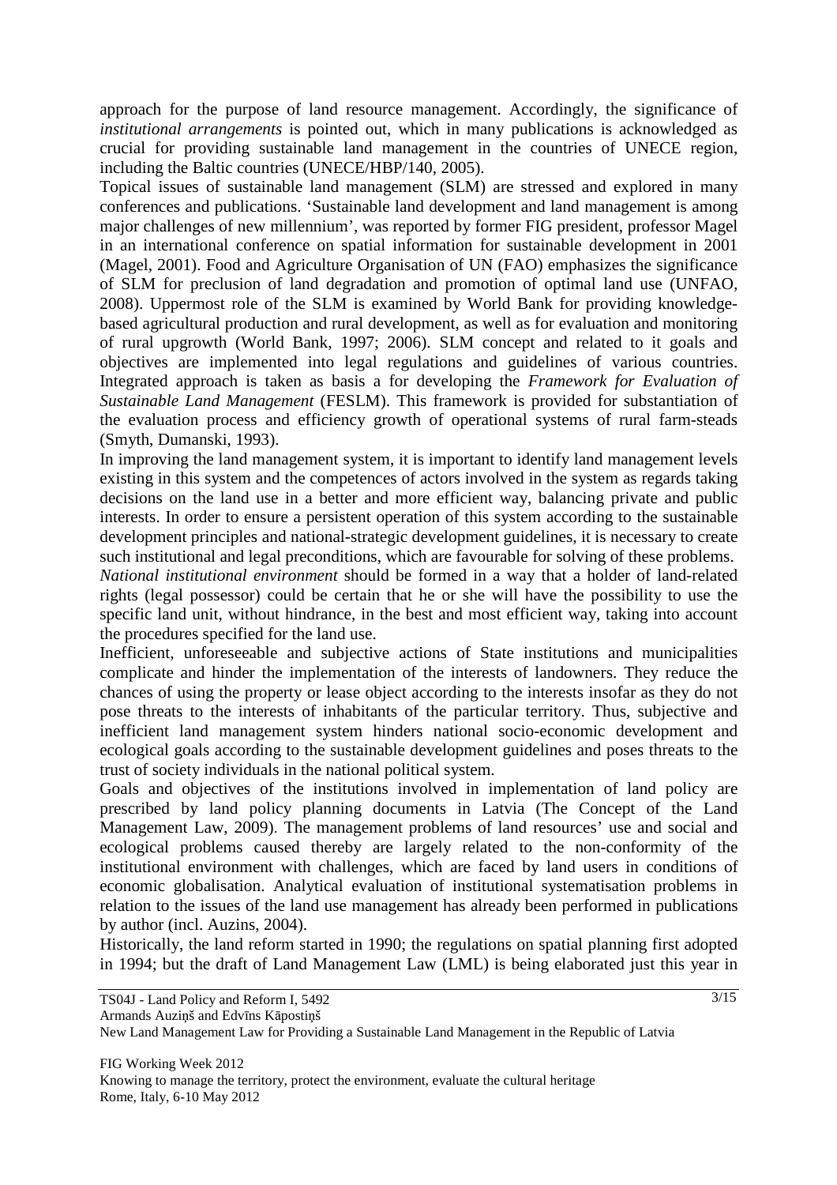approach for the purpose of land resource management. Accordingly, the significance of *institutional arrangements* is pointed out, which in many publications is acknowledged as crucial for providing sustainable land management in the countries of UNECE region, including the Baltic countries (UNECE/HBP/140, 2005).

Topical issues of sustainable land management (SLM) are stressed and explored in many conferences and publications. 'Sustainable land development and land management is among major challenges of new millennium', was reported by former FIG president, professor Magel in an international conference on spatial information for sustainable development in 2001 (Magel, 2001). Food and Agriculture Organisation of UN (FAO) emphasizes the significance of SLM for preclusion of land degradation and promotion of optimal land use (UNFAO, 2008). Uppermost role of the SLM is examined by World Bank for providing knowledge-based agricultural production and rural development, as well as for evaluation and monitoring of rural upgrowth (World Bank, 1997; 2006). SLM concept and related to it goals and objectives are implemented into legal regulations and guidelines of various countries. Integrated approach is taken as basis a for developing the *Framework for Evaluation of Sustainable Land Management* (FESLM). This framework is provided for substantiation of the evaluation process and efficiency growth of operational systems of rural farm-steads (Smyth, Dumanski, 1993).

In improving the land management system, it is important to identify land management levels existing in this system and the competences of actors involved in the system as regards taking decisions on the land use in a better and more efficient way, balancing private and public interests. In order to ensure a persistent operation of this system according to the sustainable development principles and national-strategic development guidelines, it is necessary to create such institutional and legal preconditions, which are favourable for solving of these problems.

*National institutional environment* should be formed in a way that a holder of land-related rights (legal possessor) could be certain that he or she will have the possibility to use the specific land unit, without hindrance, in the best and most efficient way, taking into account the procedures specified for the land use.

Inefficient, unforeseeable and subjective actions of State institutions and municipalities complicate and hinder the implementation of the interests of landowners. They reduce the chances of using the property or lease object according to the interests insofar as they do not pose threats to the interests of inhabitants of the particular territory. Thus, subjective and inefficient land management system hinders national socio-economic development and ecological goals according to the sustainable development guidelines and poses threats to the trust of society individuals in the national political system.

Goals and objectives of the institutions involved in implementation of land policy are prescribed by land policy planning documents in Latvia (The Concept of the Land Management Law, 2009). The management problems of land resources' use and social and ecological problems caused thereby are largely related to the non-conformity of the institutional environment with challenges, which are faced by land users in conditions of economic globalisation. Analytical evaluation of institutional systematisation problems in relation to the issues of the land use management has already been performed in publications by author (incl. Auzins, 2004).

Historically, the land reform started in 1990; the regulations on spatial planning first adopted in 1994; but the draft of Land Management Law (LML) is being elaborated just this year in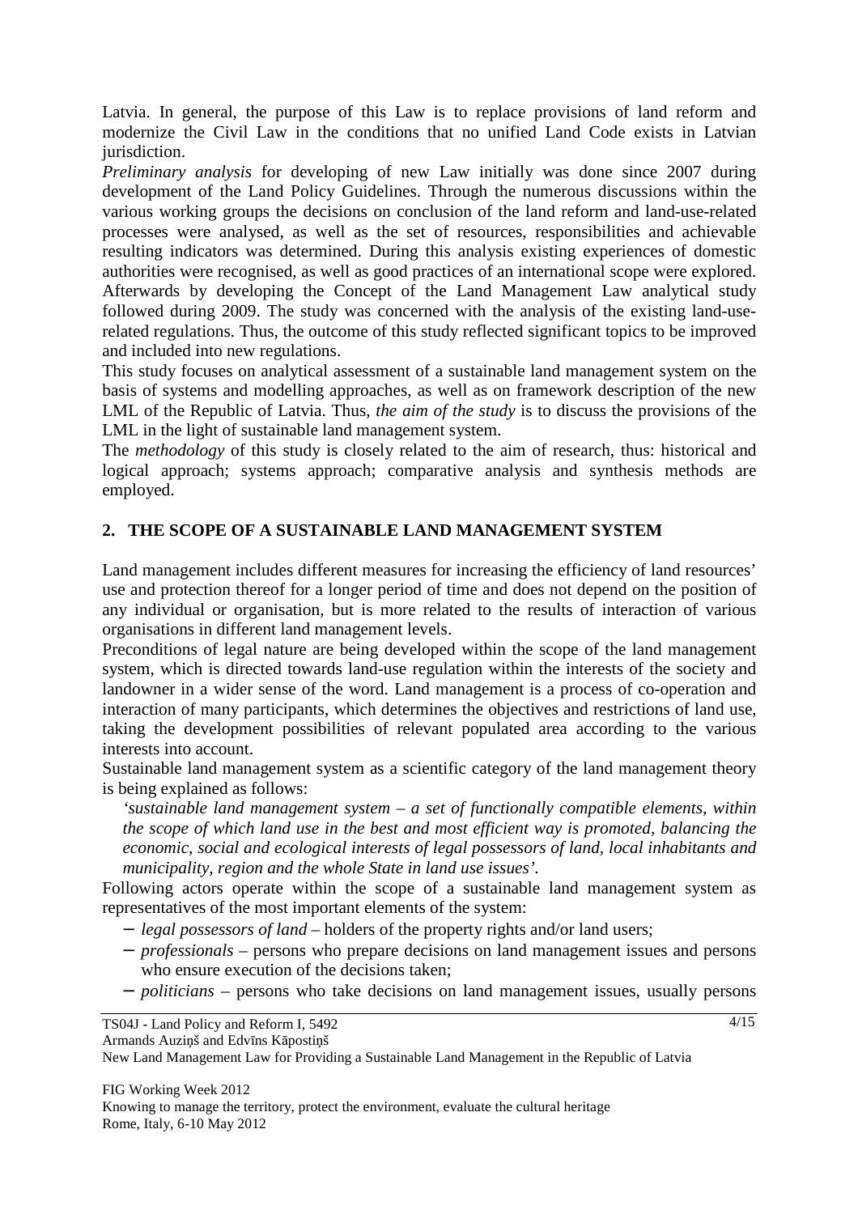Latvia. In general, the purpose of this Law is to replace provisions of land reform and modernize the Civil Law in the conditions that no unified Land Code exists in Latvian jurisdiction.

*Preliminary analysis* for developing of new Law initially was done since 2007 during development of the Land Policy Guidelines. Through the numerous discussions within the various working groups the decisions on conclusion of the land reform and land-use-related processes were analysed, as well as the set of resources, responsibilities and achievable resulting indicators was determined. During this analysis existing experiences of domestic authorities were recognised, as well as good practices of an international scope were explored. Afterwards by developing the Concept of the Land Management Law analytical study followed during 2009. The study was concerned with the analysis of the existing land-use-related regulations. Thus, the outcome of this study reflected significant topics to be improved and included into new regulations.

This study focuses on analytical assessment of a sustainable land management system on the basis of systems and modelling approaches, as well as on framework description of the new LML of the Republic of Latvia. Thus, *the aim of the study* is to discuss the provisions of the LML in the light of sustainable land management system.

The *methodology* of this study is closely related to the aim of research, thus: historical and logical approach; systems approach; comparative analysis and synthesis methods are employed.

## 2. THE SCOPE OF A SUSTAINABLE LAND MANAGEMENT SYSTEM

Land management includes different measures for increasing the efficiency of land resources' use and protection thereof for a longer period of time and does not depend on the position of any individual or organisation, but is more related to the results of interaction of various organisations in different land management levels.

Preconditions of legal nature are being developed within the scope of the land management system, which is directed towards land-use regulation within the interests of the society and landowner in a wider sense of the word. Land management is a process of co-operation and interaction of many participants, which determines the objectives and restrictions of land use, taking the development possibilities of relevant populated area according to the various interests into account.

Sustainable land management system as a scientific category of the land management theory is being explained as follows:

> *'sustainable land management system – a set of functionally compatible elements, within the scope of which land use in the best and most efficient way is promoted, balancing the economic, social and ecological interests of legal possessors of land, local inhabitants and municipality, region and the whole State in land use issues'.*

Following actors operate within the scope of a sustainable land management system as representatives of the most important elements of the system:

- *legal possessors of land* – holders of the property rights and/or land users;
- *professionals* – persons who prepare decisions on land management issues and persons who ensure execution of the decisions taken;
- *politicians* – persons who take decisions on land management issues, usually persons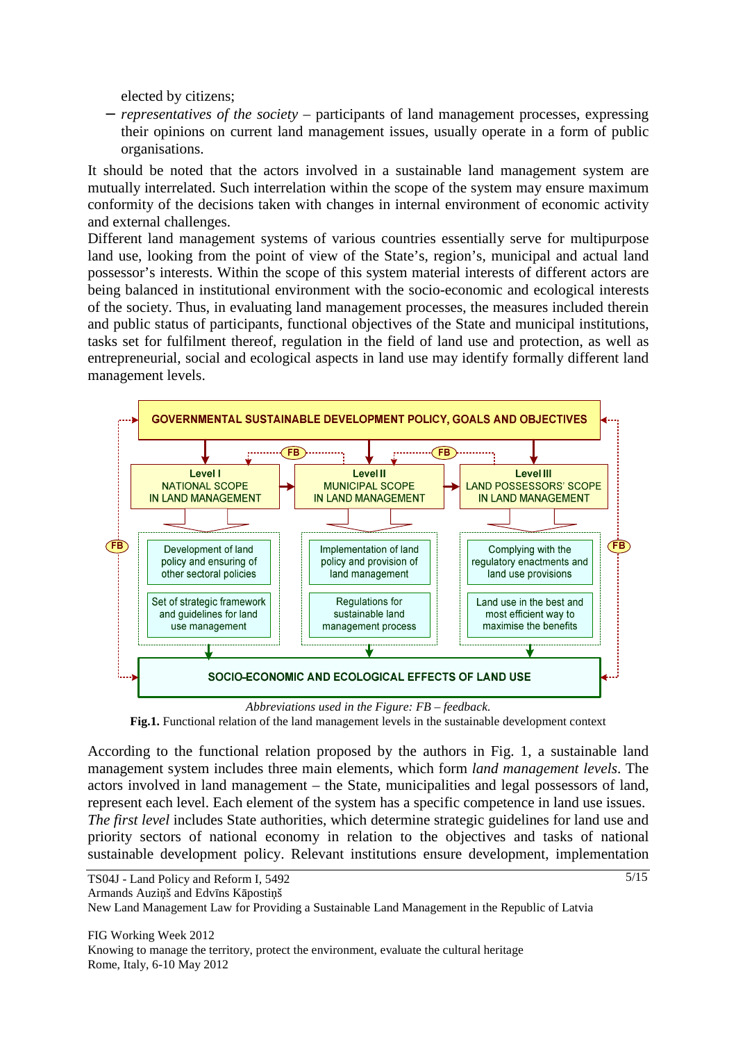elected by citizens;

- *representatives of the society* – participants of land management processes, expressing their opinions on current land management issues, usually operate in a form of public organisations.

It should be noted that the actors involved in a sustainable land management system are mutually interrelated. Such interrelation within the scope of the system may ensure maximum conformity of the decisions taken with changes in internal environment of economic activity and external challenges.

Different land management systems of various countries essentially serve for multipurpose land use, looking from the point of view of the State's, region's, municipal and actual land possessor's interests. Within the scope of this system material interests of different actors are being balanced in institutional environment with the socio-economic and ecological interests of the society. Thus, in evaluating land management processes, the measures included therein and public status of participants, functional objectives of the State and municipal institutions, tasks set for fulfilment thereof, regulation in the field of land use and protection, as well as entrepreneurial, social and ecological aspects in land use may identify formally different land management levels.

GOVERNMENTAL SUSTAINABLE DEVELOPMENT POLICY, GOALS AND OBJECTIVES

| Level I NATIONAL SCOPE IN LAND MANAGEMENT | Level II MUNICIPAL SCOPE IN LAND MANAGEMENT | Level III LAND POSSESSORS' SCOPE IN LAND MANAGEMENT |
|---|---|---|
| Development of land policy and ensuring of other sectoral policies | Implementation of land policy and provision of land management | Complying with the regulatory enactments and land use provisions |
| Set of strategic framework and guidelines for land use management | Regulations for sustainable land management process | Land use in the best and most efficient way to maximise the benefits |

SOCIO-ECONOMIC AND ECOLOGICAL EFFECTS OF LAND USE

*Abbreviations used in the Figure: FB – feedback.*

**Fig.1.** Functional relation of the land management levels in the sustainable development context

According to the functional relation proposed by the authors in Fig. 1, a sustainable land management system includes three main elements, which form *land management levels*. The actors involved in land management – the State, municipalities and legal possessors of land, represent each level. Each element of the system has a specific competence in land use issues. *The first level* includes State authorities, which determine strategic guidelines for land use and priority sectors of national economy in relation to the objectives and tasks of national sustainable development policy. Relevant institutions ensure development, implementation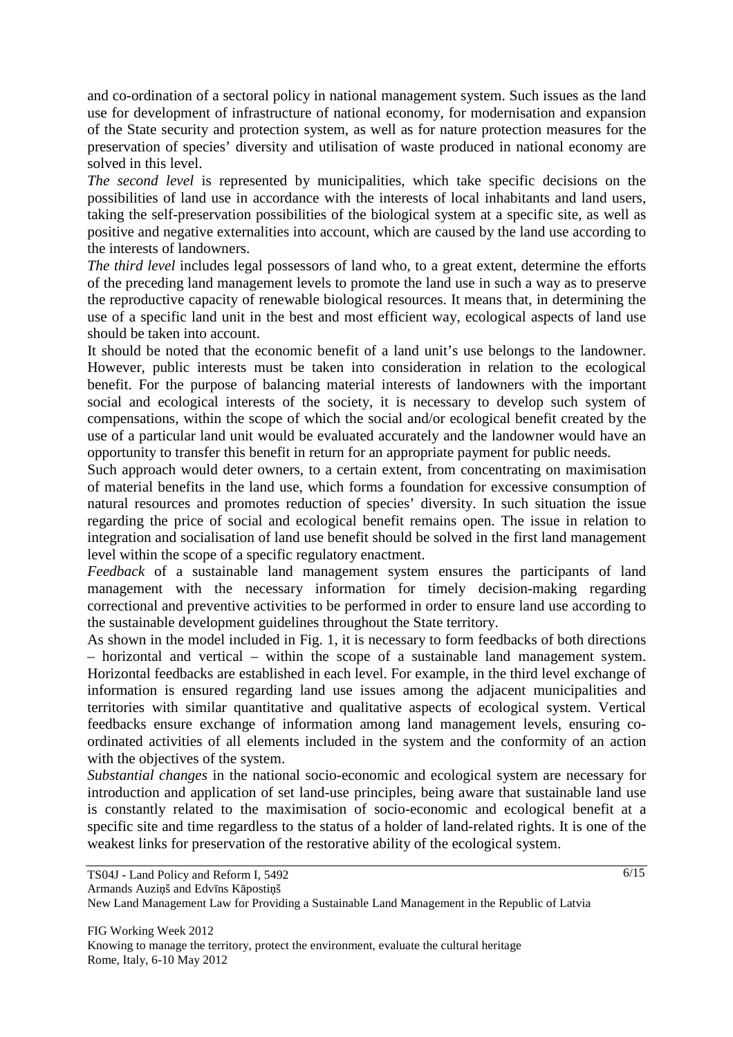and co-ordination of a sectoral policy in national management system. Such issues as the land use for development of infrastructure of national economy, for modernisation and expansion of the State security and protection system, as well as for nature protection measures for the preservation of species' diversity and utilisation of waste produced in national economy are solved in this level.

*The second level* is represented by municipalities, which take specific decisions on the possibilities of land use in accordance with the interests of local inhabitants and land users, taking the self-preservation possibilities of the biological system at a specific site, as well as positive and negative externalities into account, which are caused by the land use according to the interests of landowners.

*The third level* includes legal possessors of land who, to a great extent, determine the efforts of the preceding land management levels to promote the land use in such a way as to preserve the reproductive capacity of renewable biological resources. It means that, in determining the use of a specific land unit in the best and most efficient way, ecological aspects of land use should be taken into account.

It should be noted that the economic benefit of a land unit's use belongs to the landowner. However, public interests must be taken into consideration in relation to the ecological benefit. For the purpose of balancing material interests of landowners with the important social and ecological interests of the society, it is necessary to develop such system of compensations, within the scope of which the social and/or ecological benefit created by the use of a particular land unit would be evaluated accurately and the landowner would have an opportunity to transfer this benefit in return for an appropriate payment for public needs.

Such approach would deter owners, to a certain extent, from concentrating on maximisation of material benefits in the land use, which forms a foundation for excessive consumption of natural resources and promotes reduction of species' diversity. In such situation the issue regarding the price of social and ecological benefit remains open. The issue in relation to integration and socialisation of land use benefit should be solved in the first land management level within the scope of a specific regulatory enactment.

*Feedback* of a sustainable land management system ensures the participants of land management with the necessary information for timely decision-making regarding correctional and preventive activities to be performed in order to ensure land use according to the sustainable development guidelines throughout the State territory.

As shown in the model included in Fig. 1, it is necessary to form feedbacks of both directions – horizontal and vertical – within the scope of a sustainable land management system. Horizontal feedbacks are established in each level. For example, in the third level exchange of information is ensured regarding land use issues among the adjacent municipalities and territories with similar quantitative and qualitative aspects of ecological system. Vertical feedbacks ensure exchange of information among land management levels, ensuring co-ordinated activities of all elements included in the system and the conformity of an action with the objectives of the system.

*Substantial changes* in the national socio-economic and ecological system are necessary for introduction and application of set land-use principles, being aware that sustainable land use is constantly related to the maximisation of socio-economic and ecological benefit at a specific site and time regardless to the status of a holder of land-related rights. It is one of the weakest links for preservation of the restorative ability of the ecological system.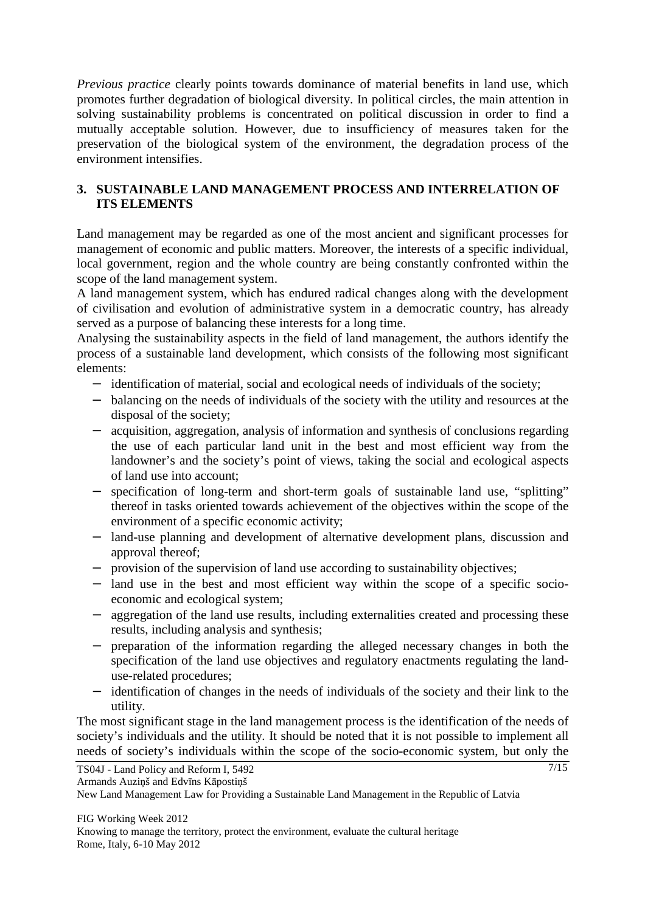*Previous practice* clearly points towards dominance of material benefits in land use, which promotes further degradation of biological diversity. In political circles, the main attention in solving sustainability problems is concentrated on political discussion in order to find a mutually acceptable solution. However, due to insufficiency of measures taken for the preservation of the biological system of the environment, the degradation process of the environment intensifies.

## 3. SUSTAINABLE LAND MANAGEMENT PROCESS AND INTERRELATION OF ITS ELEMENTS

Land management may be regarded as one of the most ancient and significant processes for management of economic and public matters. Moreover, the interests of a specific individual, local government, region and the whole country are being constantly confronted within the scope of the land management system.

A land management system, which has endured radical changes along with the development of civilisation and evolution of administrative system in a democratic country, has already served as a purpose of balancing these interests for a long time.

Analysing the sustainability aspects in the field of land management, the authors identify the process of a sustainable land development, which consists of the following most significant elements:

- identification of material, social and ecological needs of individuals of the society;
- balancing on the needs of individuals of the society with the utility and resources at the disposal of the society;
- acquisition, aggregation, analysis of information and synthesis of conclusions regarding the use of each particular land unit in the best and most efficient way from the landowner's and the society's point of views, taking the social and ecological aspects of land use into account;
- specification of long-term and short-term goals of sustainable land use, "splitting" thereof in tasks oriented towards achievement of the objectives within the scope of the environment of a specific economic activity;
- land-use planning and development of alternative development plans, discussion and approval thereof;
- provision of the supervision of land use according to sustainability objectives;
- land use in the best and most efficient way within the scope of a specific socio-economic and ecological system;
- aggregation of the land use results, including externalities created and processing these results, including analysis and synthesis;
- preparation of the information regarding the alleged necessary changes in both the specification of the land use objectives and regulatory enactments regulating the land-use-related procedures;
- identification of changes in the needs of individuals of the society and their link to the utility.

The most significant stage in the land management process is the identification of the needs of society's individuals and the utility. It should be noted that it is not possible to implement all needs of society's individuals within the scope of the socio-economic system, but only the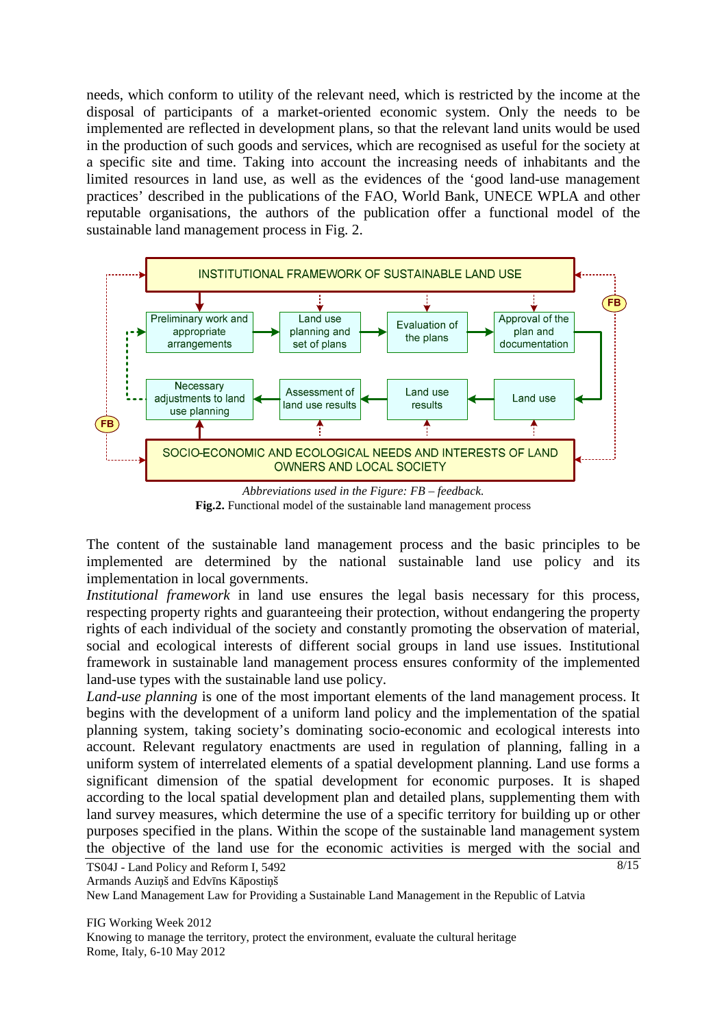needs, which conform to utility of the relevant need, which is restricted by the income at the disposal of participants of a market-oriented economic system. Only the needs to be implemented are reflected in development plans, so that the relevant land units would be used in the production of such goods and services, which are recognised as useful for the society at a specific site and time. Taking into account the increasing needs of inhabitants and the limited resources in land use, as well as the evidences of the 'good land-use management practices' described in the publications of the FAO, World Bank, UNECE WPLA and other reputable organisations, the authors of the publication offer a functional model of the sustainable land management process in Fig. 2.

*Abbreviations used in the Figure: FB – feedback.*

**Fig.2.** Functional model of the sustainable land management process

The content of the sustainable land management process and the basic principles to be implemented are determined by the national sustainable land use policy and its implementation in local governments.

*Institutional framework* in land use ensures the legal basis necessary for this process, respecting property rights and guaranteeing their protection, without endangering the property rights of each individual of the society and constantly promoting the observation of material, social and ecological interests of different social groups in land use issues. Institutional framework in sustainable land management process ensures conformity of the implemented land-use types with the sustainable land use policy.

*Land-use planning* is one of the most important elements of the land management process. It begins with the development of a uniform land policy and the implementation of the spatial planning system, taking society's dominating socio-economic and ecological interests into account. Relevant regulatory enactments are used in regulation of planning, falling in a uniform system of interrelated elements of a spatial development planning. Land use forms a significant dimension of the spatial development for economic purposes. It is shaped according to the local spatial development plan and detailed plans, supplementing them with land survey measures, which determine the use of a specific territory for building up or other purposes specified in the plans. Within the scope of the sustainable land management system the objective of the land use for the economic activities is merged with the social and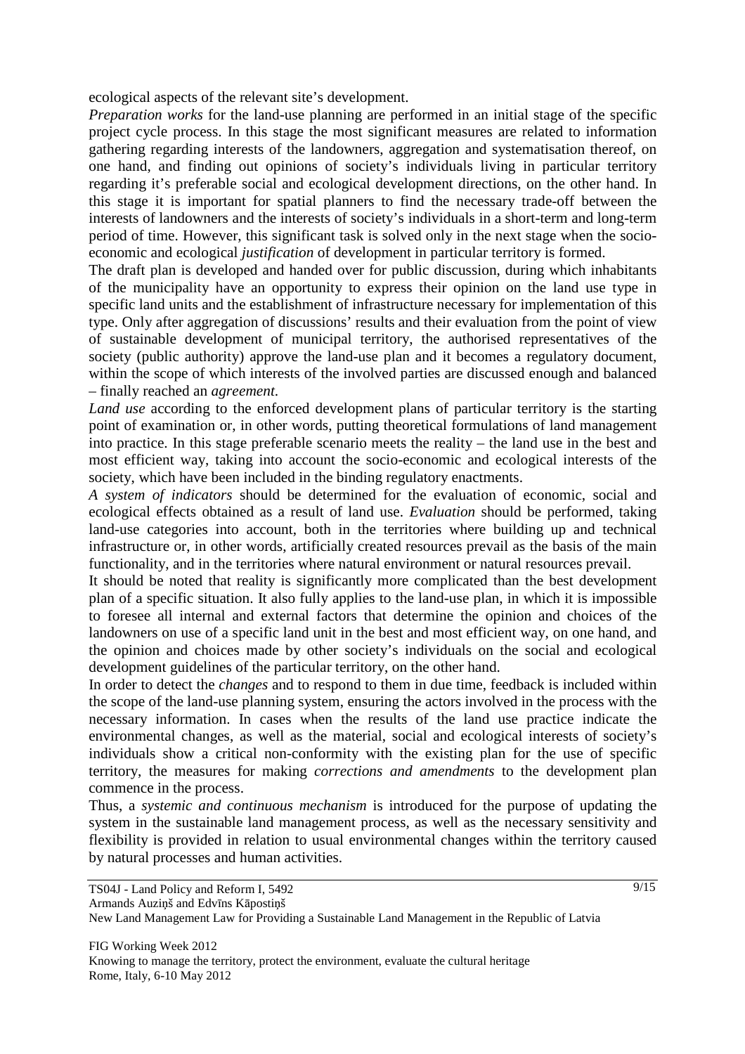ecological aspects of the relevant site's development.

*Preparation works* for the land-use planning are performed in an initial stage of the specific project cycle process. In this stage the most significant measures are related to information gathering regarding interests of the landowners, aggregation and systematisation thereof, on one hand, and finding out opinions of society's individuals living in particular territory regarding it's preferable social and ecological development directions, on the other hand. In this stage it is important for spatial planners to find the necessary trade-off between the interests of landowners and the interests of society's individuals in a short-term and long-term period of time. However, this significant task is solved only in the next stage when the socio-economic and ecological *justification* of development in particular territory is formed.

The draft plan is developed and handed over for public discussion, during which inhabitants of the municipality have an opportunity to express their opinion on the land use type in specific land units and the establishment of infrastructure necessary for implementation of this type. Only after aggregation of discussions' results and their evaluation from the point of view of sustainable development of municipal territory, the authorised representatives of the society (public authority) approve the land-use plan and it becomes a regulatory document, within the scope of which interests of the involved parties are discussed enough and balanced – finally reached an *agreement*.

*Land use* according to the enforced development plans of particular territory is the starting point of examination or, in other words, putting theoretical formulations of land management into practice. In this stage preferable scenario meets the reality – the land use in the best and most efficient way, taking into account the socio-economic and ecological interests of the society, which have been included in the binding regulatory enactments.

*A system of indicators* should be determined for the evaluation of economic, social and ecological effects obtained as a result of land use. *Evaluation* should be performed, taking land-use categories into account, both in the territories where building up and technical infrastructure or, in other words, artificially created resources prevail as the basis of the main functionality, and in the territories where natural environment or natural resources prevail.

It should be noted that reality is significantly more complicated than the best development plan of a specific situation. It also fully applies to the land-use plan, in which it is impossible to foresee all internal and external factors that determine the opinion and choices of the landowners on use of a specific land unit in the best and most efficient way, on one hand, and the opinion and choices made by other society's individuals on the social and ecological development guidelines of the particular territory, on the other hand.

In order to detect the *changes* and to respond to them in due time, feedback is included within the scope of the land-use planning system, ensuring the actors involved in the process with the necessary information. In cases when the results of the land use practice indicate the environmental changes, as well as the material, social and ecological interests of society's individuals show a critical non-conformity with the existing plan for the use of specific territory, the measures for making *corrections and amendments* to the development plan commence in the process.

Thus, a *systemic and continuous mechanism* is introduced for the purpose of updating the system in the sustainable land management process, as well as the necessary sensitivity and flexibility is provided in relation to usual environmental changes within the territory caused by natural processes and human activities.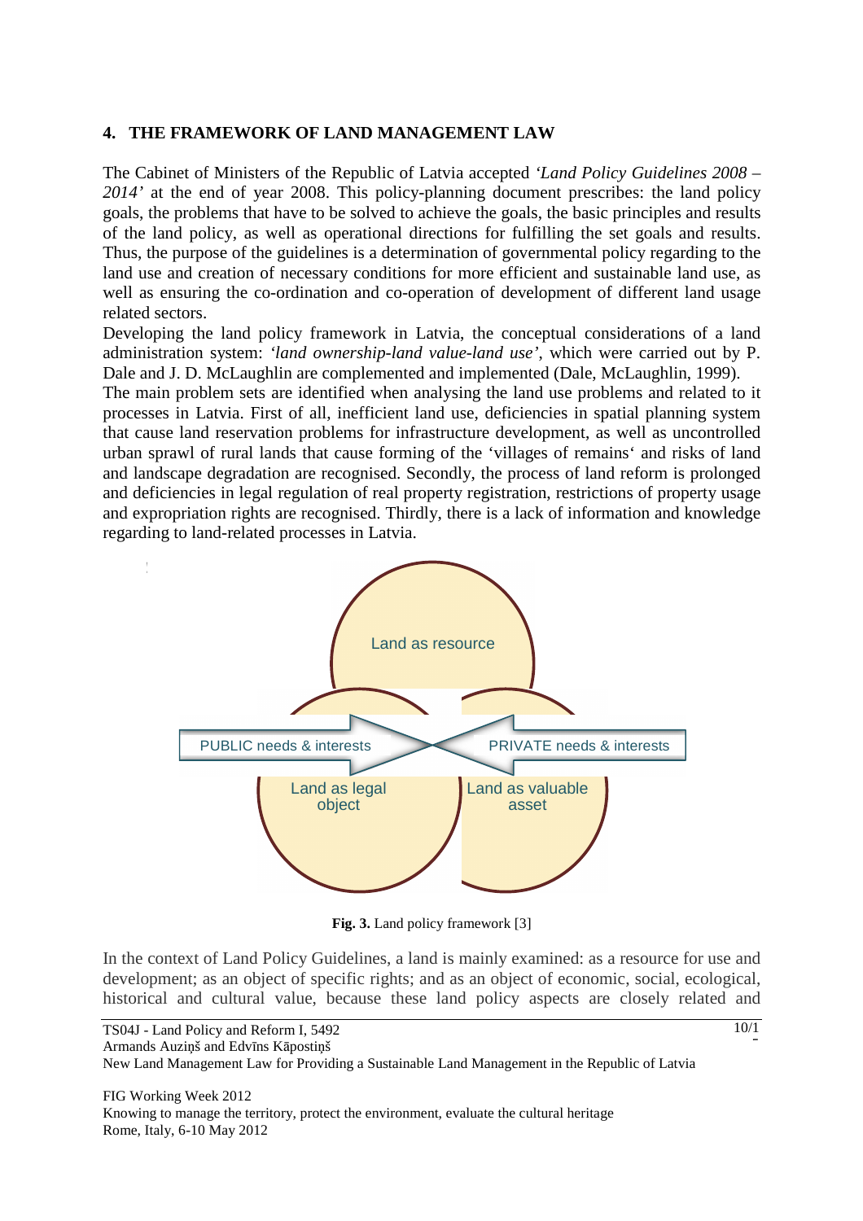## 4. THE FRAMEWORK OF LAND MANAGEMENT LAW

The Cabinet of Ministers of the Republic of Latvia accepted *'Land Policy Guidelines 2008 – 2014'* at the end of year 2008. This policy-planning document prescribes: the land policy goals, the problems that have to be solved to achieve the goals, the basic principles and results of the land policy, as well as operational directions for fulfilling the set goals and results. Thus, the purpose of the guidelines is a determination of governmental policy regarding to the land use and creation of necessary conditions for more efficient and sustainable land use, as well as ensuring the co-ordination and co-operation of development of different land usage related sectors.

Developing the land policy framework in Latvia, the conceptual considerations of a land administration system: *'land ownership-land value-land use'*, which were carried out by P. Dale and J. D. McLaughlin are complemented and implemented (Dale, McLaughlin, 1999).

The main problem sets are identified when analysing the land use problems and related to it processes in Latvia. First of all, inefficient land use, deficiencies in spatial planning system that cause land reservation problems for infrastructure development, as well as uncontrolled urban sprawl of rural lands that cause forming of the 'villages of remains' and risks of land and landscape degradation are recognised. Secondly, the process of land reform is prolonged and deficiencies in legal regulation of real property registration, restrictions of property usage and expropriation rights are recognised. Thirdly, there is a lack of information and knowledge regarding to land-related processes in Latvia.

Land as resource

PUBLIC needs & interests

PRIVATE needs & interests

Land as legal object

Land as valuable asset

**Fig. 3.** Land policy framework [3]

In the context of Land Policy Guidelines, a land is mainly examined: as a resource for use and development; as an object of specific rights; and as an object of economic, social, ecological, historical and cultural value, because these land policy aspects are closely related and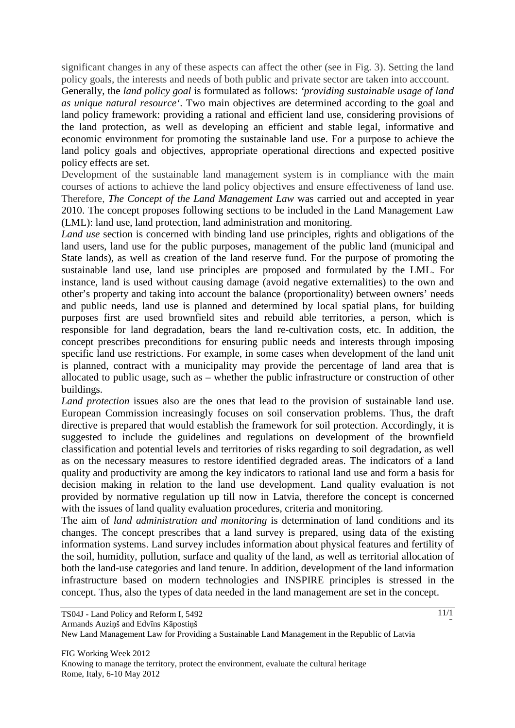significant changes in any of these aspects can affect the other (see in Fig. 3). Setting the land policy goals, the interests and needs of both public and private sector are taken into acccount.

Generally, the *land policy goal* is formulated as follows: *'providing sustainable usage of land as unique natural resource'*. Two main objectives are determined according to the goal and land policy framework: providing a rational and efficient land use, considering provisions of the land protection, as well as developing an efficient and stable legal, informative and economic environment for promoting the sustainable land use. For a purpose to achieve the land policy goals and objectives, appropriate operational directions and expected positive policy effects are set.

Development of the sustainable land management system is in compliance with the main courses of actions to achieve the land policy objectives and ensure effectiveness of land use. Therefore, *The Concept of the Land Management Law* was carried out and accepted in year 2010. The concept proposes following sections to be included in the Land Management Law (LML): land use, land protection, land administration and monitoring.

*Land use* section is concerned with binding land use principles, rights and obligations of the land users, land use for the public purposes, management of the public land (municipal and State lands), as well as creation of the land reserve fund. For the purpose of promoting the sustainable land use, land use principles are proposed and formulated by the LML. For instance, land is used without causing damage (avoid negative externalities) to the own and other's property and taking into account the balance (proportionality) between owners' needs and public needs, land use is planned and determined by local spatial plans, for building purposes first are used brownfield sites and rebuild able territories, a person, which is responsible for land degradation, bears the land re-cultivation costs, etc. In addition, the concept prescribes preconditions for ensuring public needs and interests through imposing specific land use restrictions. For example, in some cases when development of the land unit is planned, contract with a municipality may provide the percentage of land area that is allocated to public usage, such as – whether the public infrastructure or construction of other buildings.

*Land protection* issues also are the ones that lead to the provision of sustainable land use. European Commission increasingly focuses on soil conservation problems. Thus, the draft directive is prepared that would establish the framework for soil protection. Accordingly, it is suggested to include the guidelines and regulations on development of the brownfield classification and potential levels and territories of risks regarding to soil degradation, as well as on the necessary measures to restore identified degraded areas. The indicators of a land quality and productivity are among the key indicators to rational land use and form a basis for decision making in relation to the land use development. Land quality evaluation is not provided by normative regulation up till now in Latvia, therefore the concept is concerned with the issues of land quality evaluation procedures, criteria and monitoring.

The aim of *land administration and monitoring* is determination of land conditions and its changes. The concept prescribes that a land survey is prepared, using data of the existing information systems. Land survey includes information about physical features and fertility of the soil, humidity, pollution, surface and quality of the land, as well as territorial allocation of both the land-use categories and land tenure. In addition, development of the land information infrastructure based on modern technologies and INSPIRE principles is stressed in the concept. Thus, also the types of data needed in the land management are set in the concept.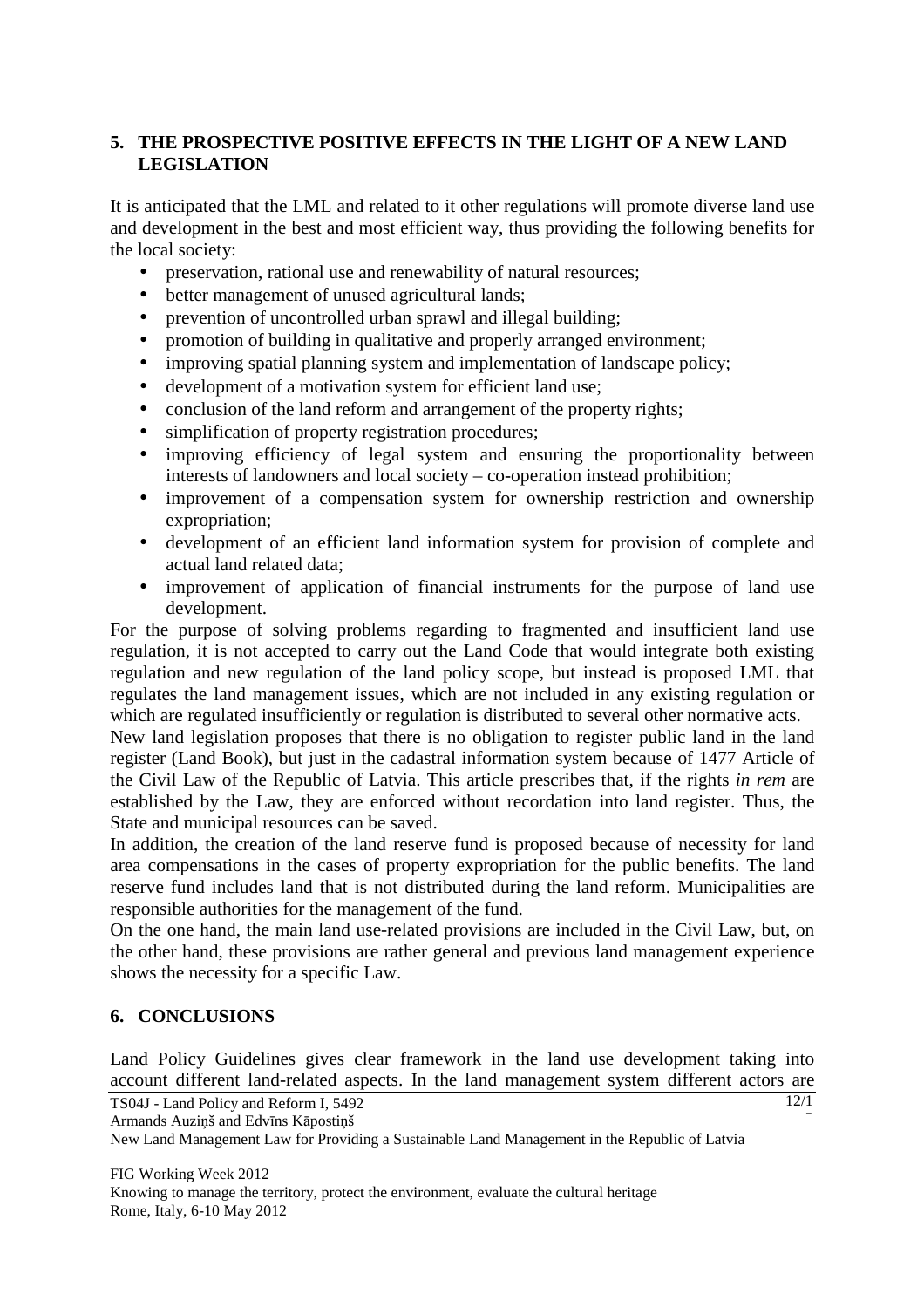## 5. THE PROSPECTIVE POSITIVE EFFECTS IN THE LIGHT OF A NEW LAND LEGISLATION

It is anticipated that the LML and related to it other regulations will promote diverse land use and development in the best and most efficient way, thus providing the following benefits for the local society:

- preservation, rational use and renewability of natural resources;
- better management of unused agricultural lands;
- prevention of uncontrolled urban sprawl and illegal building;
- promotion of building in qualitative and properly arranged environment;
- improving spatial planning system and implementation of landscape policy;
- development of a motivation system for efficient land use;
- conclusion of the land reform and arrangement of the property rights;
- simplification of property registration procedures;
- improving efficiency of legal system and ensuring the proportionality between interests of landowners and local society – co-operation instead prohibition;
- improvement of a compensation system for ownership restriction and ownership expropriation;
- development of an efficient land information system for provision of complete and actual land related data;
- improvement of application of financial instruments for the purpose of land use development.

For the purpose of solving problems regarding to fragmented and insufficient land use regulation, it is not accepted to carry out the Land Code that would integrate both existing regulation and new regulation of the land policy scope, but instead is proposed LML that regulates the land management issues, which are not included in any existing regulation or which are regulated insufficiently or regulation is distributed to several other normative acts.

New land legislation proposes that there is no obligation to register public land in the land register (Land Book), but just in the cadastral information system because of 1477 Article of the Civil Law of the Republic of Latvia. This article prescribes that, if the rights *in rem* are established by the Law, they are enforced without recordation into land register. Thus, the State and municipal resources can be saved.

In addition, the creation of the land reserve fund is proposed because of necessity for land area compensations in the cases of property expropriation for the public benefits. The land reserve fund includes land that is not distributed during the land reform. Municipalities are responsible authorities for the management of the fund.

On the one hand, the main land use-related provisions are included in the Civil Law, but, on the other hand, these provisions are rather general and previous land management experience shows the necessity for a specific Law.

## 6. CONCLUSIONS

Land Policy Guidelines gives clear framework in the land use development taking into account different land-related aspects. In the land management system different actors are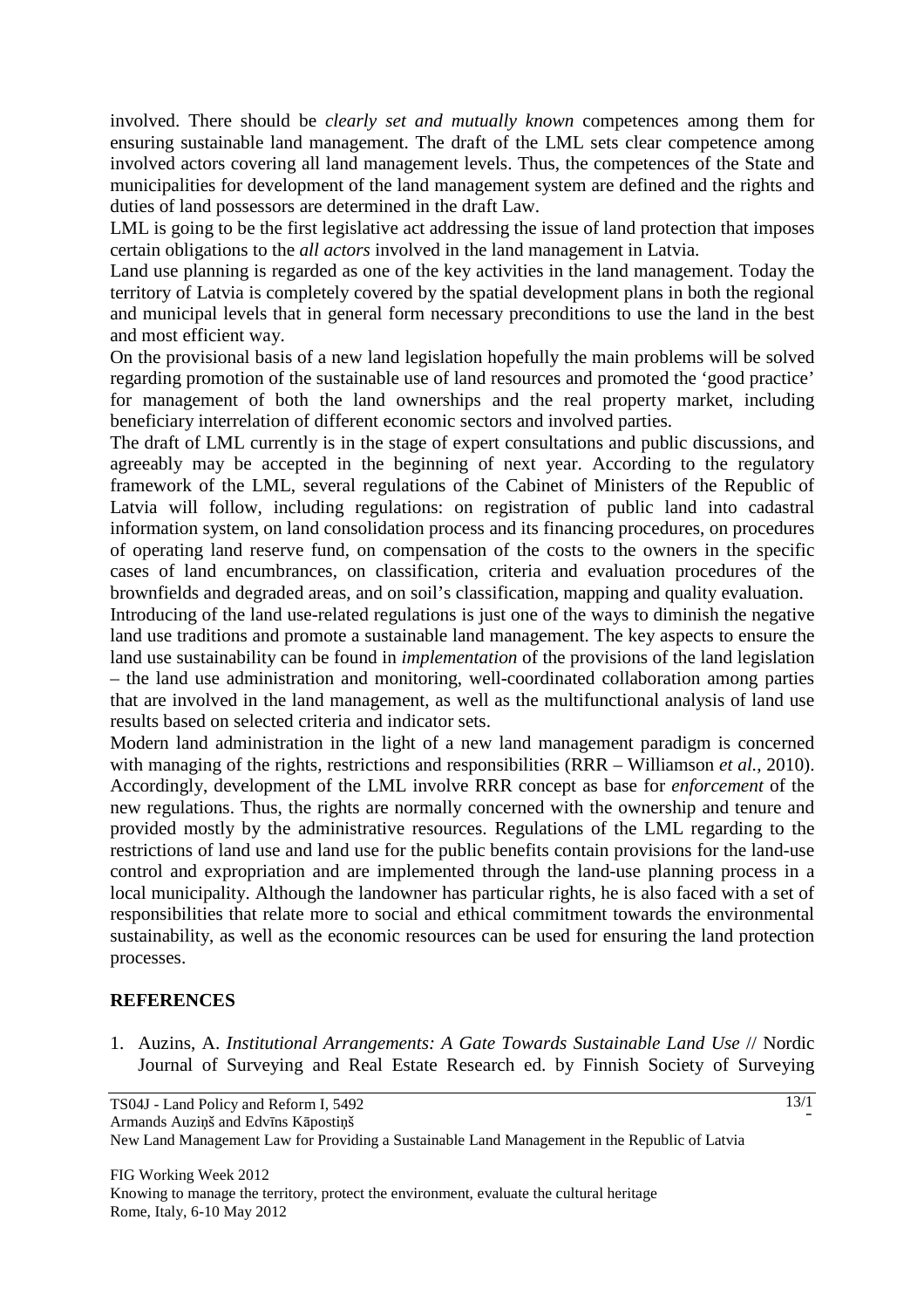involved. There should be *clearly set and mutually known* competences among them for ensuring sustainable land management. The draft of the LML sets clear competence among involved actors covering all land management levels. Thus, the competences of the State and municipalities for development of the land management system are defined and the rights and duties of land possessors are determined in the draft Law.

LML is going to be the first legislative act addressing the issue of land protection that imposes certain obligations to the *all actors* involved in the land management in Latvia.

Land use planning is regarded as one of the key activities in the land management. Today the territory of Latvia is completely covered by the spatial development plans in both the regional and municipal levels that in general form necessary preconditions to use the land in the best and most efficient way.

On the provisional basis of a new land legislation hopefully the main problems will be solved regarding promotion of the sustainable use of land resources and promoted the 'good practice' for management of both the land ownerships and the real property market, including beneficiary interrelation of different economic sectors and involved parties.

The draft of LML currently is in the stage of expert consultations and public discussions, and agreeably may be accepted in the beginning of next year. According to the regulatory framework of the LML, several regulations of the Cabinet of Ministers of the Republic of Latvia will follow, including regulations: on registration of public land into cadastral information system, on land consolidation process and its financing procedures, on procedures of operating land reserve fund, on compensation of the costs to the owners in the specific cases of land encumbrances, on classification, criteria and evaluation procedures of the brownfields and degraded areas, and on soil's classification, mapping and quality evaluation.

Introducing of the land use-related regulations is just one of the ways to diminish the negative land use traditions and promote a sustainable land management. The key aspects to ensure the land use sustainability can be found in *implementation* of the provisions of the land legislation – the land use administration and monitoring, well-coordinated collaboration among parties that are involved in the land management, as well as the multifunctional analysis of land use results based on selected criteria and indicator sets.

Modern land administration in the light of a new land management paradigm is concerned with managing of the rights, restrictions and responsibilities (RRR – Williamson *et al.*, 2010). Accordingly, development of the LML involve RRR concept as base for *enforcement* of the new regulations. Thus, the rights are normally concerned with the ownership and tenure and provided mostly by the administrative resources. Regulations of the LML regarding to the restrictions of land use and land use for the public benefits contain provisions for the land-use control and expropriation and are implemented through the land-use planning process in a local municipality. Although the landowner has particular rights, he is also faced with a set of responsibilities that relate more to social and ethical commitment towards the environmental sustainability, as well as the economic resources can be used for ensuring the land protection processes.

## REFERENCES

1. Auzins, A. *Institutional Arrangements: A Gate Towards Sustainable Land Use* // Nordic Journal of Surveying and Real Estate Research ed. by Finnish Society of Surveying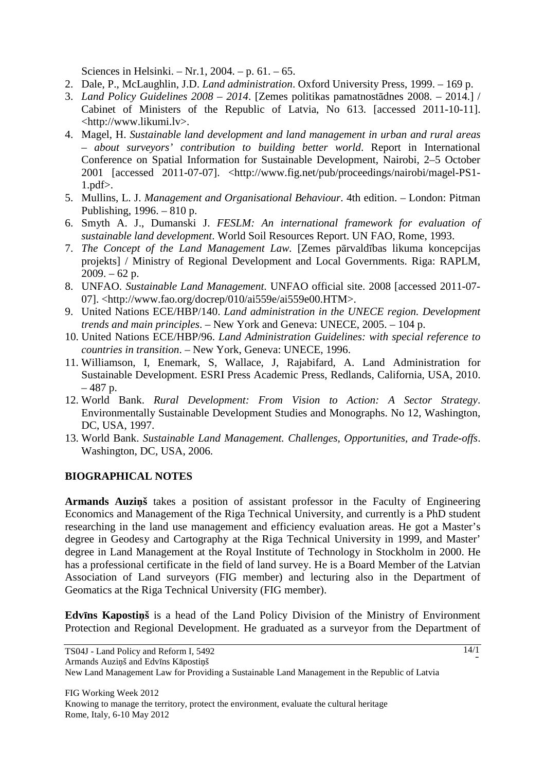Sciences in Helsinki. – Nr.1, 2004. – p. 61. – 65.

2. Dale, P., McLaughlin, J.D. *Land administration*. Oxford University Press, 1999. – 169 p.
3. *Land Policy Guidelines 2008 – 2014*. [Zemes politikas pamatnostādnes 2008. – 2014.] / Cabinet of Ministers of the Republic of Latvia, No 613. [accessed 2011-10-11]. <http://www.likumi.lv>.
4. Magel, H. *Sustainable land development and land management in urban and rural areas – about surveyors' contribution to building better world*. Report in International Conference on Spatial Information for Sustainable Development, Nairobi, 2–5 October 2001 [accessed 2011-07-07]. <http://www.fig.net/pub/proceedings/nairobi/magel-PS1-1.pdf>.
5. Mullins, L. J. *Management and Organisational Behaviour*. 4th edition. – London: Pitman Publishing, 1996. – 810 p.
6. Smyth A. J., Dumanski J. *FESLM: An international framework for evaluation of sustainable land development*. World Soil Resources Report. UN FAO, Rome, 1993.
7. *The Concept of the Land Management Law*. [Zemes pārvaldības likuma koncepcijas projekts] / Ministry of Regional Development and Local Governments. Riga: RAPLM, 2009. – 62 p.
8. UNFAO. *Sustainable Land Management*. UNFAO official site. 2008 [accessed 2011-07-07]. <http://www.fao.org/docrep/010/ai559e/ai559e00.HTM>.
9. United Nations ECE/HBP/140. *Land administration in the UNECE region. Development trends and main principles*. – New York and Geneva: UNECE, 2005. – 104 p.
10. United Nations ECE/HBP/96. *Land Administration Guidelines: with special reference to countries in transition*. – New York, Geneva: UNECE, 1996.
11. Williamson, I, Enemark, S, Wallace, J, Rajabifard, A. Land Administration for Sustainable Development. ESRI Press Academic Press, Redlands, California, USA, 2010. – 487 p.
12. World Bank. *Rural Development: From Vision to Action: A Sector Strategy*. Environmentally Sustainable Development Studies and Monographs. No 12, Washington, DC, USA, 1997.
13. World Bank. *Sustainable Land Management. Challenges, Opportunities, and Trade-offs*. Washington, DC, USA, 2006.

## BIOGRAPHICAL NOTES

**Armands Auziņš** takes a position of assistant professor in the Faculty of Engineering Economics and Management of the Riga Technical University, and currently is a PhD student researching in the land use management and efficiency evaluation areas. He got a Master's degree in Geodesy and Cartography at the Riga Technical University in 1999, and Master' degree in Land Management at the Royal Institute of Technology in Stockholm in 2000. He has a professional certificate in the field of land survey. He is a Board Member of the Latvian Association of Land surveyors (FIG member) and lecturing also in the Department of Geomatics at the Riga Technical University (FIG member).

**Edvīns Kapostiņš** is a head of the Land Policy Division of the Ministry of Environment Protection and Regional Development. He graduated as a surveyor from the Department of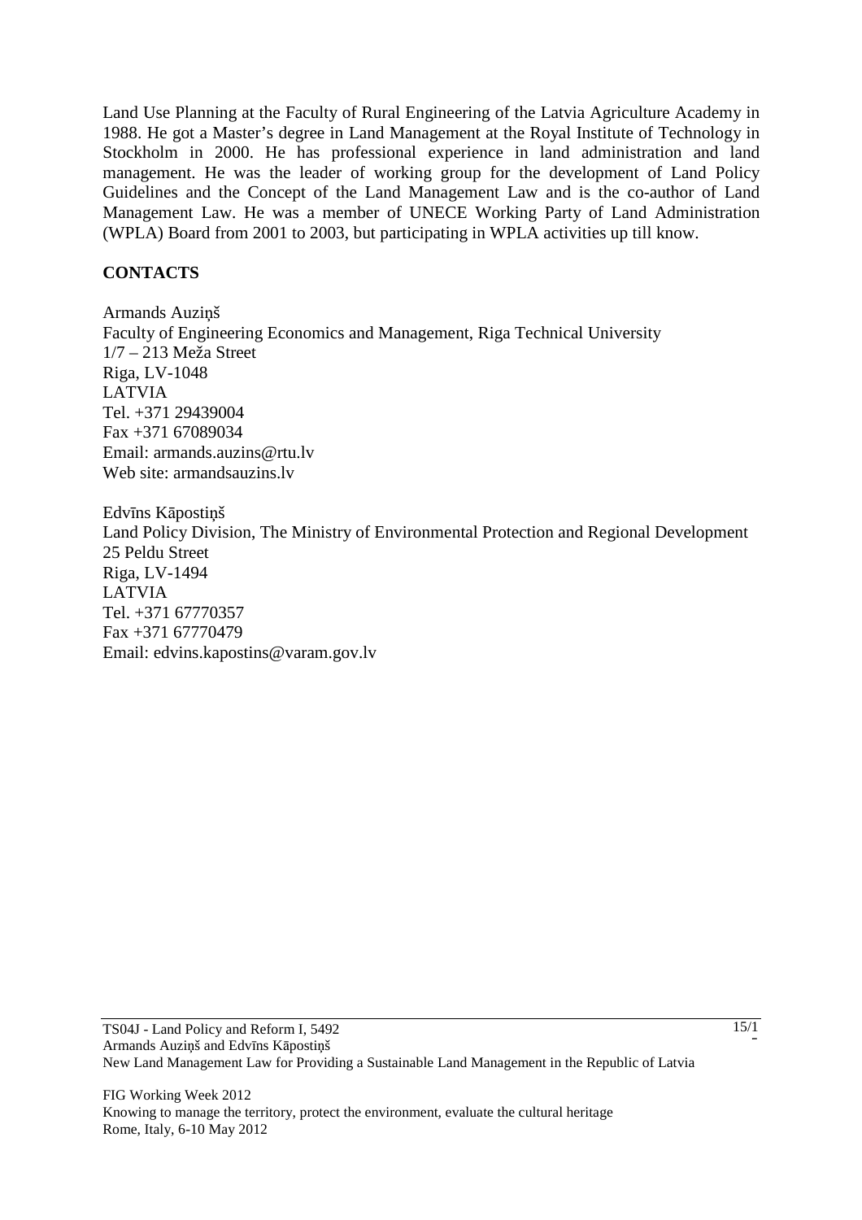Land Use Planning at the Faculty of Rural Engineering of the Latvia Agriculture Academy in 1988. He got a Master's degree in Land Management at the Royal Institute of Technology in Stockholm in 2000. He has professional experience in land administration and land management. He was the leader of working group for the development of Land Policy Guidelines and the Concept of the Land Management Law and is the co-author of Land Management Law. He was a member of UNECE Working Party of Land Administration (WPLA) Board from 2001 to 2003, but participating in WPLA activities up till know.

## CONTACTS

Armands Auziņš  
Faculty of Engineering Economics and Management, Riga Technical University  
1/7 – 213 Meža Street  
Riga, LV-1048  
LATVIA  
Tel. +371 29439004  
Fax +371 67089034  
Email: armands.auzins@rtu.lv  
Web site: armandsauzins.lv

Edvīns Kāpostiņš  
Land Policy Division, The Ministry of Environmental Protection and Regional Development  
25 Peldu Street  
Riga, LV-1494  
LATVIA  
Tel. +371 67770357  
Fax +371 67770479  
Email: edvins.kapostins@varam.gov.lv